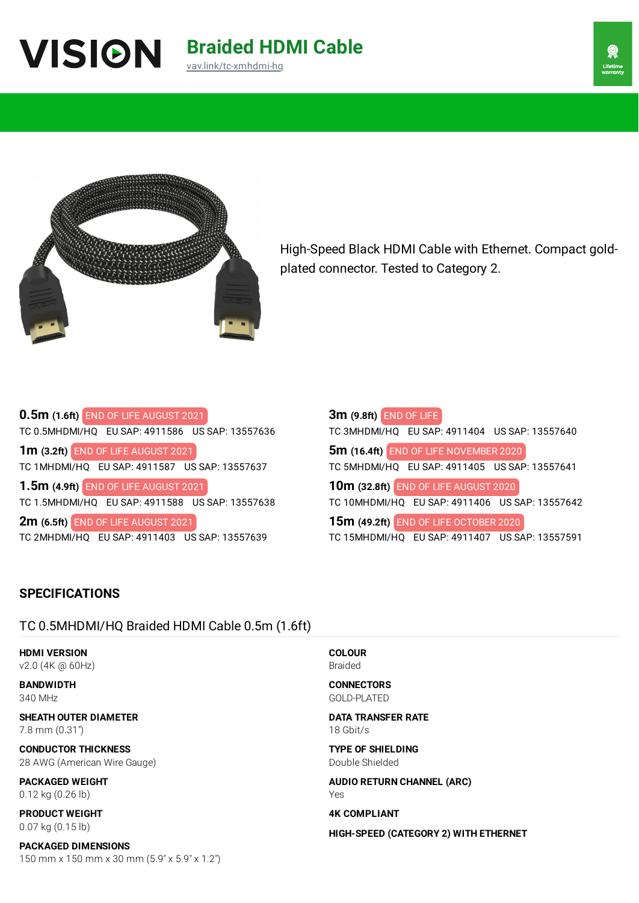# VISION Braided HDMI Cable

vav.link/tc-xmhdmi-hq

Lifetime warranty

High-Speed Black HDMI Cable with Ethernet. Compact gold-plated connector. Tested to Category 2.

**0.5m** (1.6ft) END OF LIFE AUGUST 2021
TC 0.5MHDMI/HQ EU SAP: 4911586 US SAP: 13557636

**1m** (3.2ft) END OF LIFE AUGUST 2021
TC 1MHDMI/HQ EU SAP: 4911587 US SAP: 13557637

**1.5m** (4.9ft) END OF LIFE AUGUST 2021
TC 1.5MHDMI/HQ EU SAP: 4911588 US SAP: 13557638

**2m** (6.5ft) END OF LIFE AUGUST 2021
TC 2MHDMI/HQ EU SAP: 4911403 US SAP: 13557639

**3m** (9.8ft) END OF LIFE
TC 3MHDMI/HQ EU SAP: 4911404 US SAP: 13557640

**5m** (16.4ft) END OF LIFE NOVEMBER 2020
TC 5MHDMI/HQ EU SAP: 4911405 US SAP: 13557641

**10m** (32.8ft) END OF LIFE AUGUST 2020
TC 10MHDMI/HQ EU SAP: 4911406 US SAP: 13557642

**15m** (49.2ft) END OF LIFE OCTOBER 2020
TC 15MHDMI/HQ EU SAP: 4911407 US SAP: 13557591

## SPECIFICATIONS

### TC 0.5MHDMI/HQ Braided HDMI Cable 0.5m (1.6ft)

**HDMI VERSION**
v2.0 (4K @ 60Hz)

**BANDWIDTH**
340 MHz

**SHEATH OUTER DIAMETER**
7.8 mm (0.31")

**CONDUCTOR THICKNESS**
28 AWG (American Wire Gauge)

**PACKAGED WEIGHT**
0.12 kg (0.26 lb)

**PRODUCT WEIGHT**
0.07 kg (0.15 lb)

**PACKAGED DIMENSIONS**
150 mm x 150 mm x 30 mm (5.9" x 5.9" x 1.2")

**COLOUR**
Braided

**CONNECTORS**
GOLD-PLATED

**DATA TRANSFER RATE**
18 Gbit/s

**TYPE OF SHIELDING**
Double Shielded

**AUDIO RETURN CHANNEL (ARC)**
Yes

**4K COMPLIANT**

**HIGH-SPEED (CATEGORY 2) WITH ETHERNET**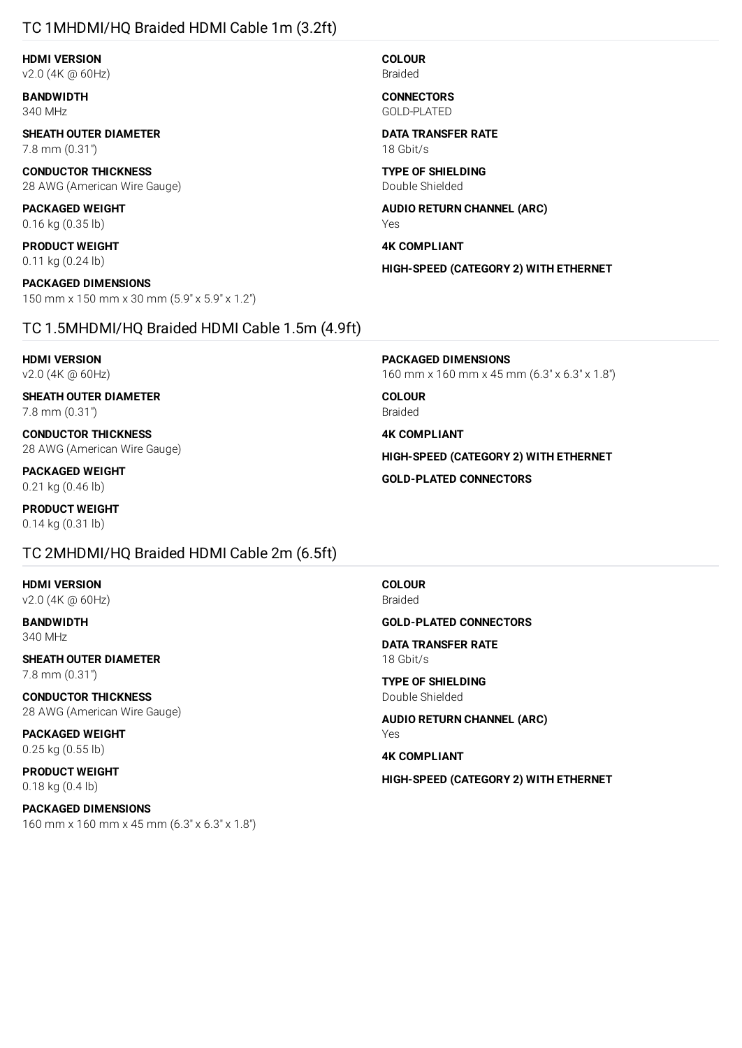## TC 1MHDMI/HQ Braided HDMI Cable 1m (3.2ft)

**HDMI VERSION**
v2.0 (4K @ 60Hz)

**BANDWIDTH**
340 MHz

**SHEATH OUTER DIAMETER**
7.8 mm (0.31")

**CONDUCTOR THICKNESS**
28 AWG (American Wire Gauge)

**PACKAGED WEIGHT**
0.16 kg (0.35 lb)

**PRODUCT WEIGHT**
0.11 kg (0.24 lb)

**PACKAGED DIMENSIONS**
150 mm x 150 mm x 30 mm (5.9" x 5.9" x 1.2")

**COLOUR**
Braided

**CONNECTORS**
GOLD-PLATED

**DATA TRANSFER RATE**
18 Gbit/s

**TYPE OF SHIELDING**
Double Shielded

**AUDIO RETURN CHANNEL (ARC)**
Yes

**4K COMPLIANT**

**HIGH-SPEED (CATEGORY 2) WITH ETHERNET**

## TC 1.5MHDMI/HQ Braided HDMI Cable 1.5m (4.9ft)

**HDMI VERSION**
v2.0 (4K @ 60Hz)

**SHEATH OUTER DIAMETER**
7.8 mm (0.31")

**CONDUCTOR THICKNESS**
28 AWG (American Wire Gauge)

**PACKAGED WEIGHT**
0.21 kg (0.46 lb)

**PRODUCT WEIGHT**
0.14 kg (0.31 lb)

**PACKAGED DIMENSIONS**
160 mm x 160 mm x 45 mm (6.3" x 6.3" x 1.8")

**COLOUR**
Braided

**4K COMPLIANT**

**HIGH-SPEED (CATEGORY 2) WITH ETHERNET**

**GOLD-PLATED CONNECTORS**

## TC 2MHDMI/HQ Braided HDMI Cable 2m (6.5ft)

**HDMI VERSION**
v2.0 (4K @ 60Hz)

**BANDWIDTH**
340 MHz

**SHEATH OUTER DIAMETER**
7.8 mm (0.31")

**CONDUCTOR THICKNESS**
28 AWG (American Wire Gauge)

**PACKAGED WEIGHT**
0.25 kg (0.55 lb)

**PRODUCT WEIGHT**
0.18 kg (0.4 lb)

**PACKAGED DIMENSIONS**
160 mm x 160 mm x 45 mm (6.3" x 6.3" x 1.8")

**COLOUR**
Braided

**GOLD-PLATED CONNECTORS**

**DATA TRANSFER RATE**
18 Gbit/s

**TYPE OF SHIELDING**
Double Shielded

**AUDIO RETURN CHANNEL (ARC)**
Yes

**4K COMPLIANT**

**HIGH-SPEED (CATEGORY 2) WITH ETHERNET**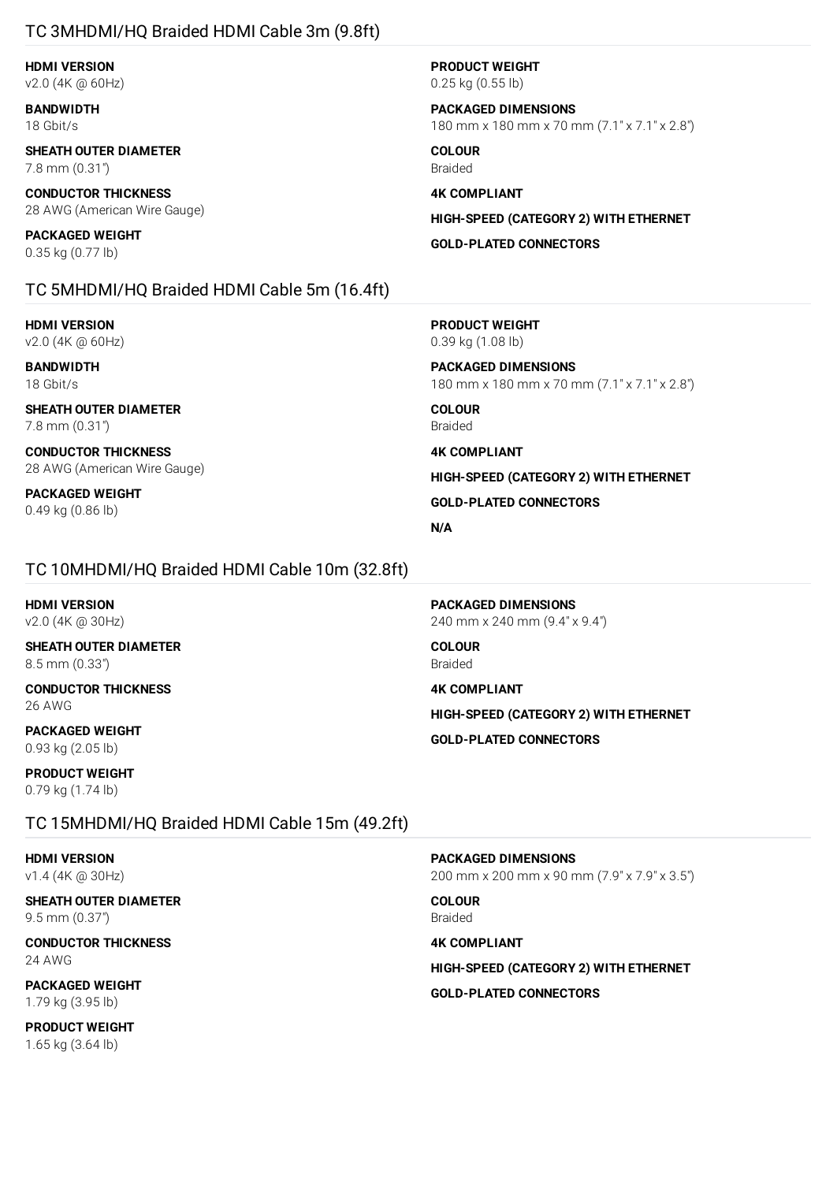## TC 3MHDMI/HQ Braided HDMI Cable 3m (9.8ft)

**HDMI VERSION**
v2.0 (4K @ 60Hz)

**BANDWIDTH**
18 Gbit/s

**SHEATH OUTER DIAMETER**
7.8 mm (0.31")

**CONDUCTOR THICKNESS**
28 AWG (American Wire Gauge)

**PACKAGED WEIGHT**
0.35 kg (0.77 lb)

**PRODUCT WEIGHT**
0.25 kg (0.55 lb)

**PACKAGED DIMENSIONS**
180 mm x 180 mm x 70 mm (7.1" x 7.1" x 2.8")

**COLOUR**
Braided

**4K COMPLIANT**

**HIGH-SPEED (CATEGORY 2) WITH ETHERNET**

**GOLD-PLATED CONNECTORS**

## TC 5MHDMI/HQ Braided HDMI Cable 5m (16.4ft)

**HDMI VERSION**
v2.0 (4K @ 60Hz)

**BANDWIDTH**
18 Gbit/s

**SHEATH OUTER DIAMETER**
7.8 mm (0.31")

**CONDUCTOR THICKNESS**
28 AWG (American Wire Gauge)

**PACKAGED WEIGHT**
0.49 kg (0.86 lb)

**PRODUCT WEIGHT**
0.39 kg (1.08 lb)

**PACKAGED DIMENSIONS**
180 mm x 180 mm x 70 mm (7.1" x 7.1" x 2.8")

**COLOUR**
Braided

**4K COMPLIANT**

**HIGH-SPEED (CATEGORY 2) WITH ETHERNET**

**GOLD-PLATED CONNECTORS**

**N/A**

## TC 10MHDMI/HQ Braided HDMI Cable 10m (32.8ft)

**HDMI VERSION**
v2.0 (4K @ 30Hz)

**SHEATH OUTER DIAMETER**
8.5 mm (0.33")

**CONDUCTOR THICKNESS**
26 AWG

**PACKAGED WEIGHT**
0.93 kg (2.05 lb)

**PRODUCT WEIGHT**
0.79 kg (1.74 lb)

**PACKAGED DIMENSIONS**
240 mm x 240 mm (9.4" x 9.4")

**COLOUR**
Braided

**4K COMPLIANT**

**HIGH-SPEED (CATEGORY 2) WITH ETHERNET**

**GOLD-PLATED CONNECTORS**

## TC 15MHDMI/HQ Braided HDMI Cable 15m (49.2ft)

**HDMI VERSION**
v1.4 (4K @ 30Hz)

**SHEATH OUTER DIAMETER**
9.5 mm (0.37")

**CONDUCTOR THICKNESS**
24 AWG

**PACKAGED WEIGHT**
1.79 kg (3.95 lb)

**PRODUCT WEIGHT**
1.65 kg (3.64 lb)

**PACKAGED DIMENSIONS**
200 mm x 200 mm x 90 mm (7.9" x 7.9" x 3.5")

**COLOUR**
Braided

**4K COMPLIANT**

**HIGH-SPEED (CATEGORY 2) WITH ETHERNET**

**GOLD-PLATED CONNECTORS**